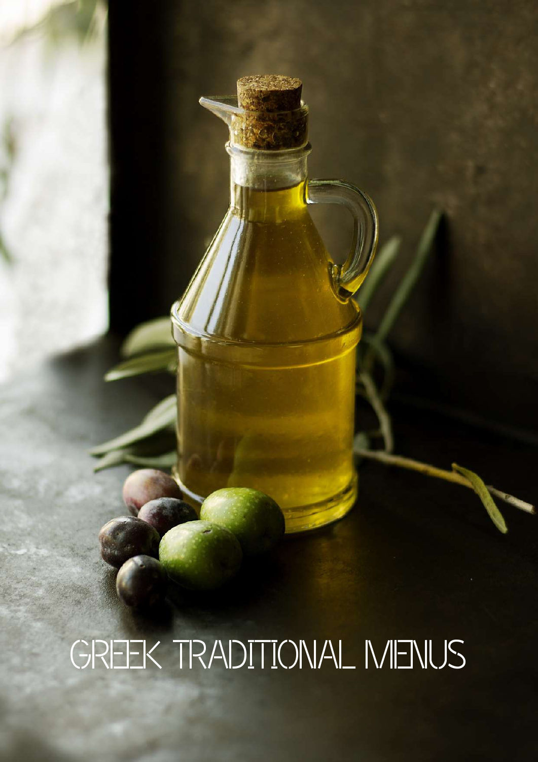# GREEK TRADITIONAL MENUS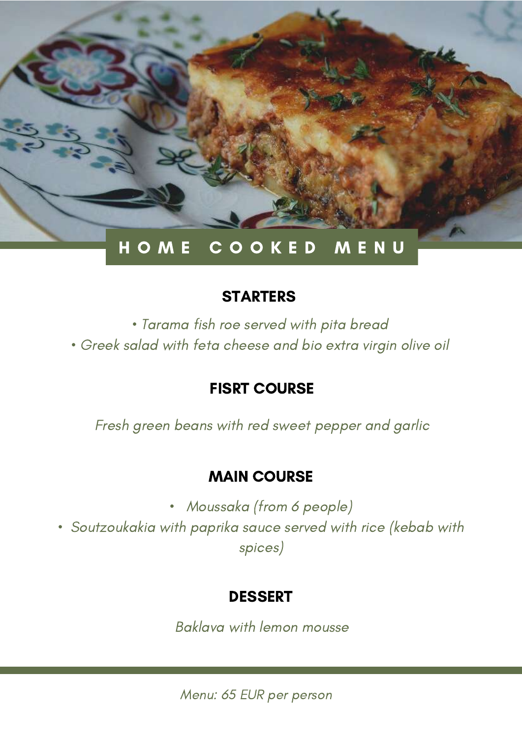# HOME COOKED MENU

## STARTERS

- *Tarama fish roe served with pita bread*
- *Greek salad with feta cheese and bio extra virgin olive oil*

## FISRT COURSE

*Fresh green beans with red sweet pepper and garlic*

## MAIN COURSE

- *Moussaka (from 6 people)*
- *Soutzoukakia with paprika sauce served with rice (kebab with spices)*

## DESSERT

*Baklava with lemon mousse*

---

*Menu: 65 EUR per person*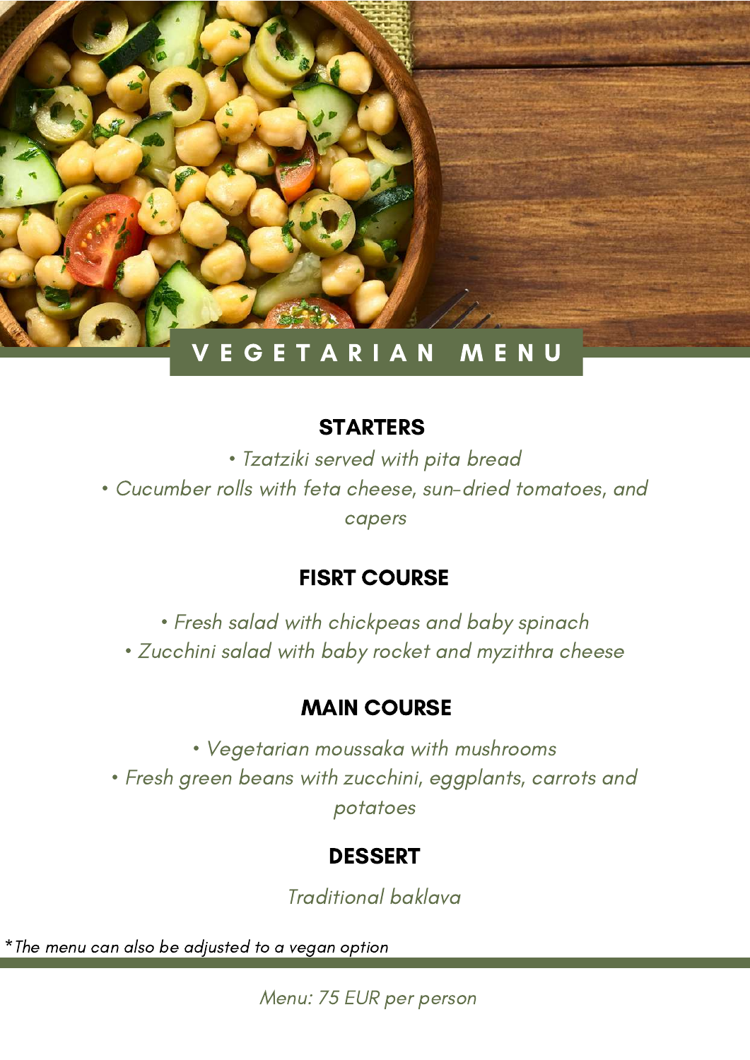# VEGETARIAN MENU

## STARTERS

*• Tzatziki served with pita bread*

*• Cucumber rolls with feta cheese, sun-dried tomatoes, and capers*

## FISRT COURSE

*• Fresh salad with chickpeas and baby spinach*

*• Zucchini salad with baby rocket and myzithra cheese*

## MAIN COURSE

*• Vegetarian moussaka with mushrooms*

*• Fresh green beans with zucchini, eggplants, carrots and potatoes*

## DESSERT

*Traditional baklava*

**The menu can also be adjusted to a vegan option*

*Menu: 75 EUR per person*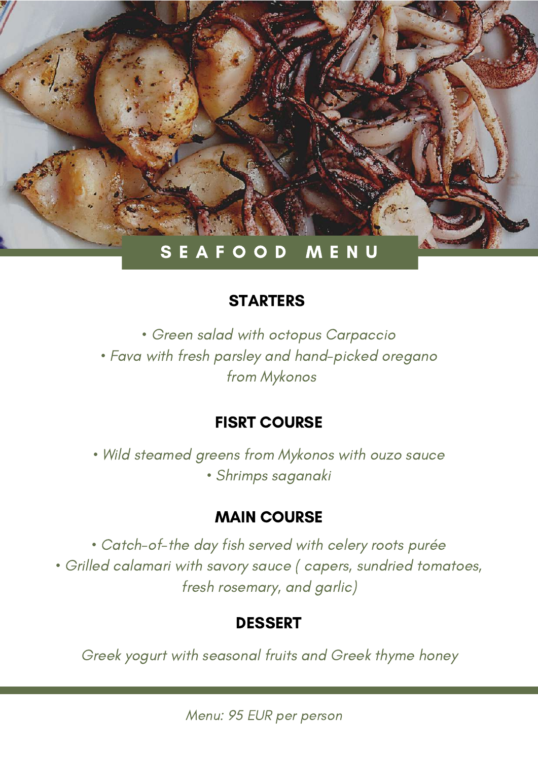# SEAFOOD MENU

## STARTERS

*• Green salad with octopus Carpaccio*
*• Fava with fresh parsley and hand-picked oregano from Mykonos*

## FISRT COURSE

*• Wild steamed greens from Mykonos with ouzo sauce*
*• Shrimps saganaki*

## MAIN COURSE

*• Catch-of-the day fish served with celery roots purée*
*• Grilled calamari with savory sauce ( capers, sundried tomatoes, fresh rosemary, and garlic)*

## DESSERT

*Greek yogurt with seasonal fruits and Greek thyme honey*

---

*Menu: 95 EUR per person*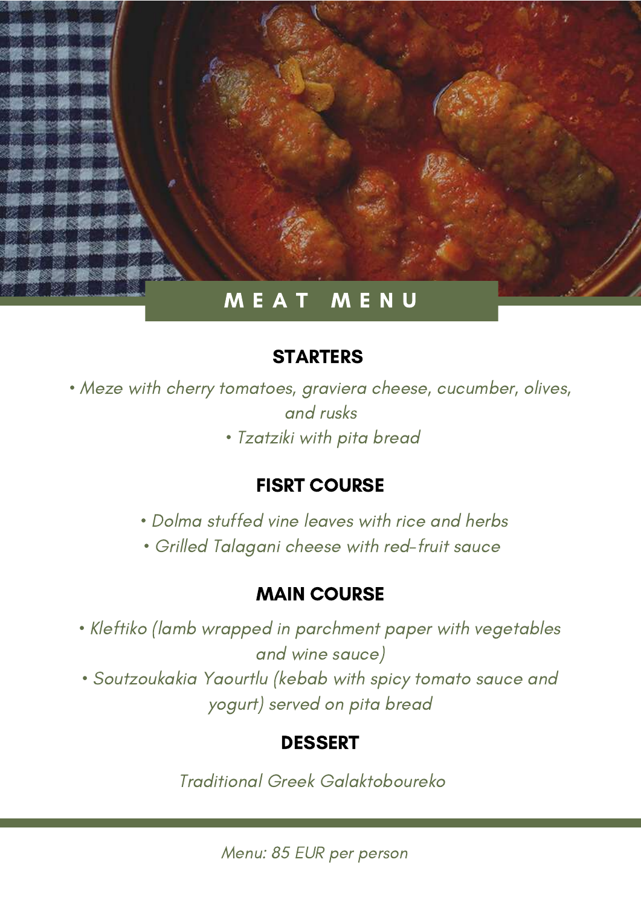# MEAT MENU

## STARTERS

- *Meze with cherry tomatoes, graviera cheese, cucumber, olives, and rusks*
- *Tzatziki with pita bread*

## FISRT COURSE

- *Dolma stuffed vine leaves with rice and herbs*
- *Grilled Talagani cheese with red-fruit sauce*

## MAIN COURSE

- *Kleftiko (lamb wrapped in parchment paper with vegetables and wine sauce)*
- *Soutzoukakia Yaourtlu (kebab with spicy tomato sauce and yogurt) served on pita bread*

## DESSERT

*Traditional Greek Galaktoboureko*

*Menu: 85 EUR per person*